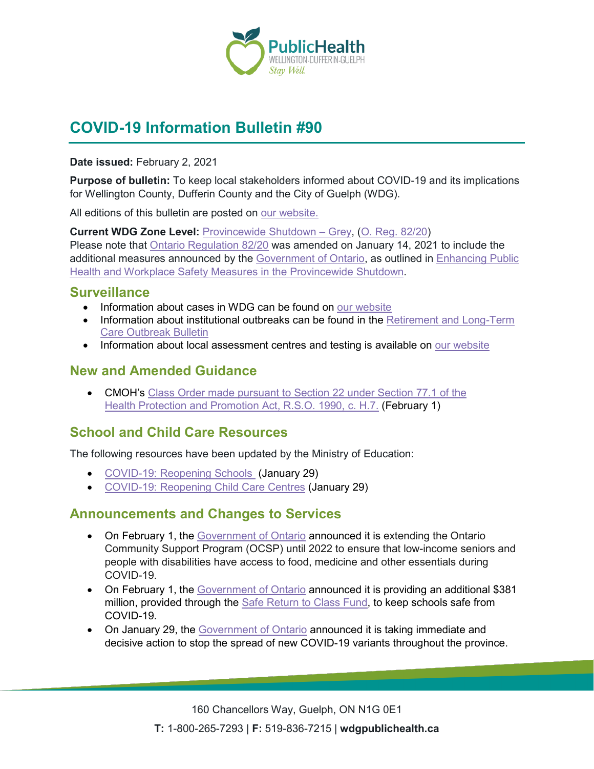# COVID-19 Information Bulletin #90

**Date issued:** February 2, 2021

**Purpose of bulletin:** To keep local stakeholders informed about COVID-19 and its implications for Wellington County, Dufferin County and the City of Guelph (WDG).

All editions of this bulletin are posted on our website.

**Current WDG Zone Level:** Provincewide Shutdown – Grey, (O. Reg. 82/20)
Please note that Ontario Regulation 82/20 was amended on January 14, 2021 to include the additional measures announced by the Government of Ontario, as outlined in Enhancing Public Health and Workplace Safety Measures in the Provincewide Shutdown.

## Surveillance

- Information about cases in WDG can be found on our website
- Information about institutional outbreaks can be found in the Retirement and Long-Term Care Outbreak Bulletin
- Information about local assessment centres and testing is available on our website

## New and Amended Guidance

- CMOH's Class Order made pursuant to Section 22 under Section 77.1 of the Health Protection and Promotion Act, R.S.O. 1990, c. H.7. (February 1)

## School and Child Care Resources

The following resources have been updated by the Ministry of Education:

- COVID-19: Reopening Schools (January 29)
- COVID-19: Reopening Child Care Centres (January 29)

## Announcements and Changes to Services

- On February 1, the Government of Ontario announced it is extending the Ontario Community Support Program (OCSP) until 2022 to ensure that low-income seniors and people with disabilities have access to food, medicine and other essentials during COVID-19.
- On February 1, the Government of Ontario announced it is providing an additional $381 million, provided through the Safe Return to Class Fund, to keep schools safe from COVID-19.
- On January 29, the Government of Ontario announced it is taking immediate and decisive action to stop the spread of new COVID-19 variants throughout the province.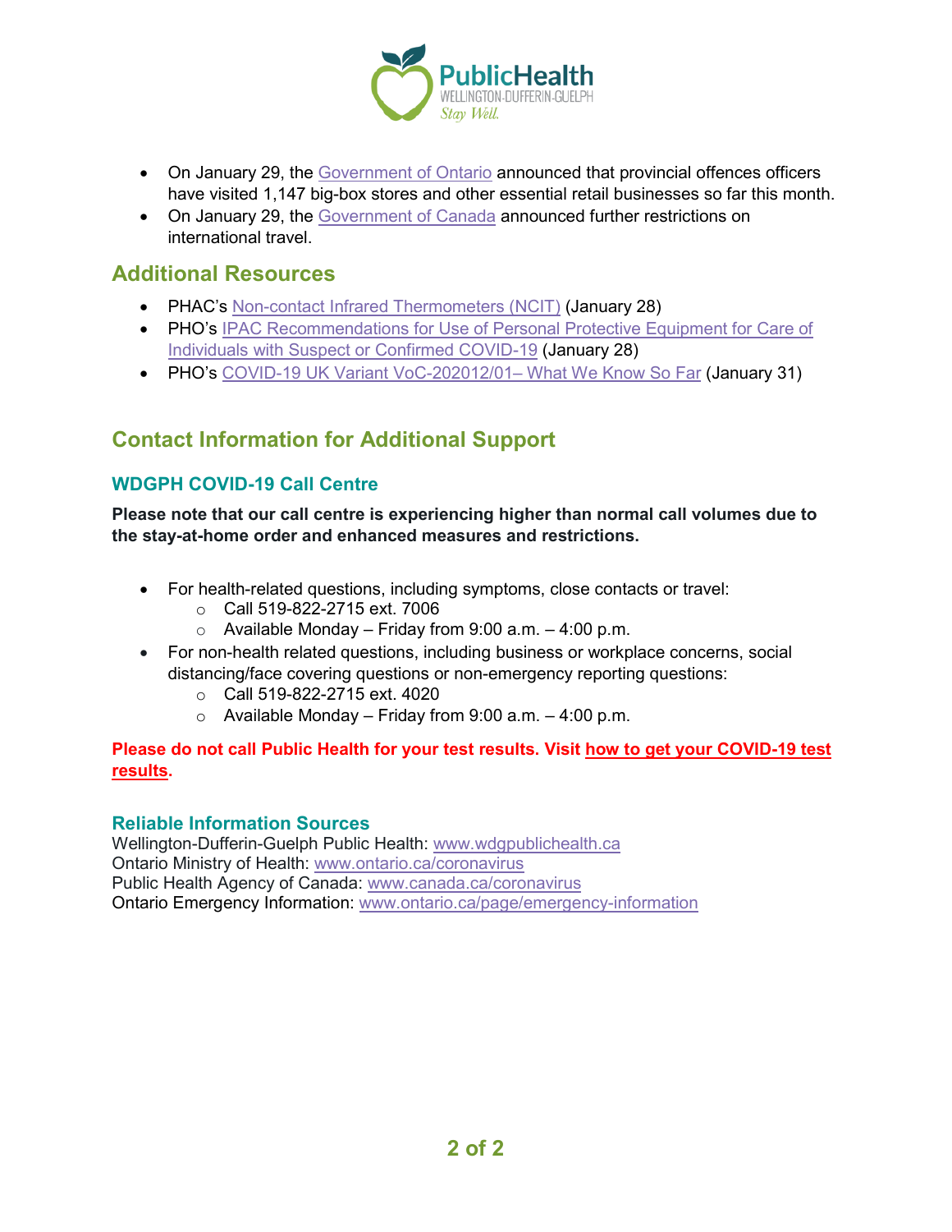- On January 29, the Government of Ontario announced that provincial offences officers have visited 1,147 big-box stores and other essential retail businesses so far this month.
- On January 29, the Government of Canada announced further restrictions on international travel.

## Additional Resources

- PHAC's Non-contact Infrared Thermometers (NCIT) (January 28)
- PHO's IPAC Recommendations for Use of Personal Protective Equipment for Care of Individuals with Suspect or Confirmed COVID-19 (January 28)
- PHO's COVID-19 UK Variant VoC-202012/01– What We Know So Far (January 31)

## Contact Information for Additional Support

### WDGPH COVID-19 Call Centre

**Please note that our call centre is experiencing higher than normal call volumes due to the stay-at-home order and enhanced measures and restrictions.**

- For health-related questions, including symptoms, close contacts or travel:
  - Call 519-822-2715 ext. 7006
  - Available Monday – Friday from 9:00 a.m. – 4:00 p.m.
- For non-health related questions, including business or workplace concerns, social distancing/face covering questions or non-emergency reporting questions:
  - Call 519-822-2715 ext. 4020
  - Available Monday – Friday from 9:00 a.m. – 4:00 p.m.

**Please do not call Public Health for your test results. Visit how to get your COVID-19 test results.**

### Reliable Information Sources

Wellington-Dufferin-Guelph Public Health: www.wdgpublichealth.ca
Ontario Ministry of Health: www.ontario.ca/coronavirus
Public Health Agency of Canada: www.canada.ca/coronavirus
Ontario Emergency Information: www.ontario.ca/page/emergency-information